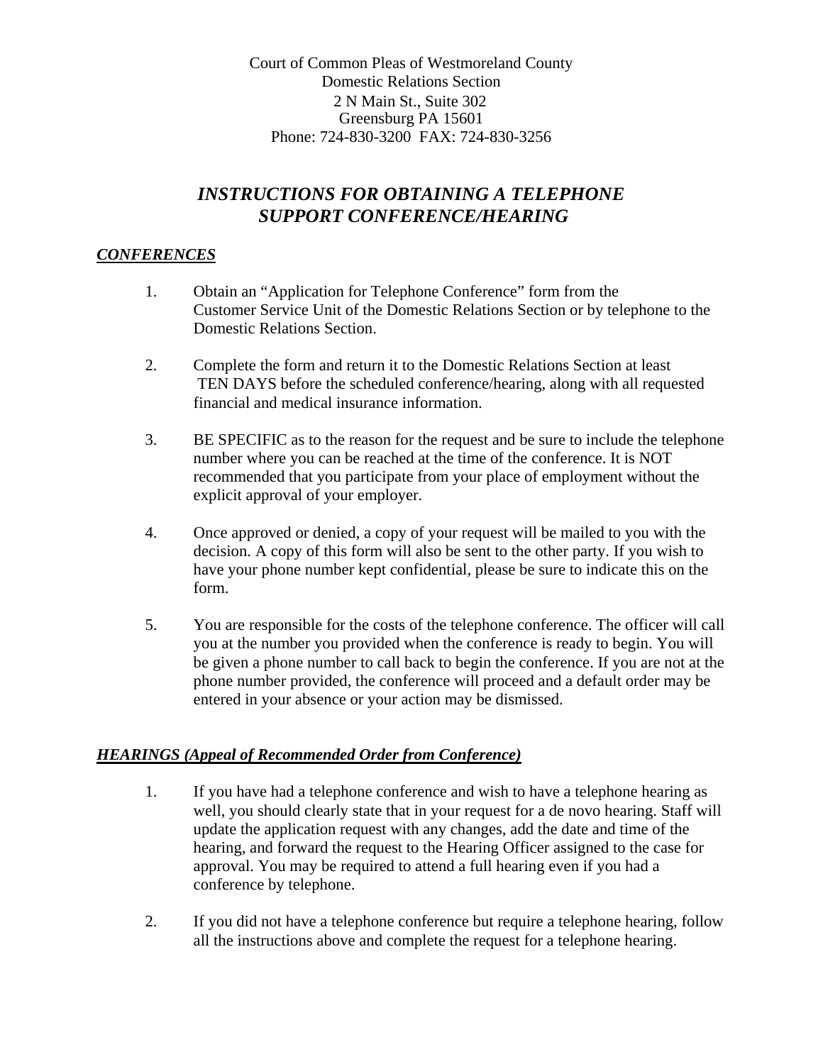Court of Common Pleas of Westmoreland County
Domestic Relations Section
2 N Main St., Suite 302
Greensburg PA 15601
Phone: 724-830-3200 FAX: 724-830-3256

# *INSTRUCTIONS FOR OBTAINING A TELEPHONE SUPPORT CONFERENCE/HEARING*

## ***CONFERENCES***

1. Obtain an "Application for Telephone Conference" form from the Customer Service Unit of the Domestic Relations Section or by telephone to the Domestic Relations Section.

2. Complete the form and return it to the Domestic Relations Section at least TEN DAYS before the scheduled conference/hearing, along with all requested financial and medical insurance information.

3. BE SPECIFIC as to the reason for the request and be sure to include the telephone number where you can be reached at the time of the conference. It is NOT recommended that you participate from your place of employment without the explicit approval of your employer.

4. Once approved or denied, a copy of your request will be mailed to you with the decision. A copy of this form will also be sent to the other party. If you wish to have your phone number kept confidential, please be sure to indicate this on the form.

5. You are responsible for the costs of the telephone conference. The officer will call you at the number you provided when the conference is ready to begin. You will be given a phone number to call back to begin the conference. If you are not at the phone number provided, the conference will proceed and a default order may be entered in your absence or your action may be dismissed.

## ***HEARINGS (Appeal of Recommended Order from Conference)***

1. If you have had a telephone conference and wish to have a telephone hearing as well, you should clearly state that in your request for a de novo hearing. Staff will update the application request with any changes, add the date and time of the hearing, and forward the request to the Hearing Officer assigned to the case for approval. You may be required to attend a full hearing even if you had a conference by telephone.

2. If you did not have a telephone conference but require a telephone hearing, follow all the instructions above and complete the request for a telephone hearing.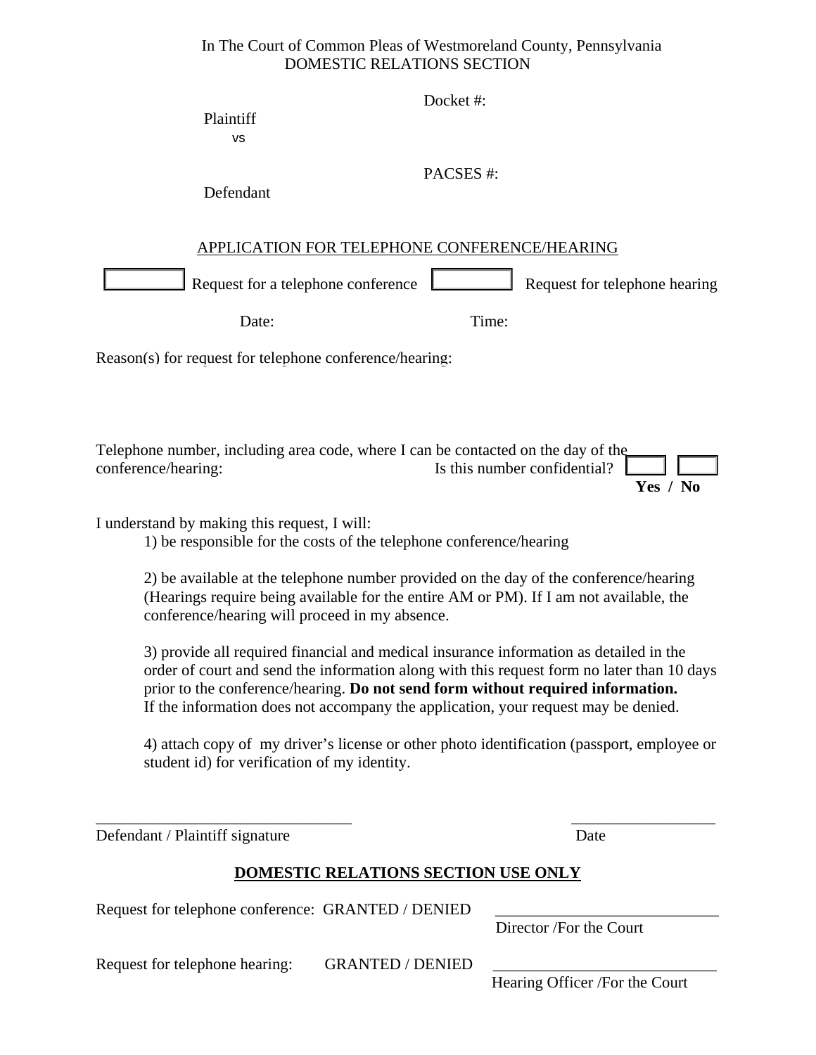In The Court of Common Pleas of Westmoreland County, Pennsylvania
DOMESTIC RELATIONS SECTION

Plaintiff
vs

Defendant

Docket #:

PACSES #:

## APPLICATION FOR TELEPHONE CONFERENCE/HEARING

☐ Request for a telephone conference ☐ Request for telephone hearing

Date: Time:

Reason(s) for request for telephone conference/hearing:

Telephone number, including area code, where I can be contacted on the day of the conference/hearing: Is this number confidential? ☐ ☐ **Yes / No**

I understand by making this request, I will:

1) be responsible for the costs of the telephone conference/hearing

2) be available at the telephone number provided on the day of the conference/hearing (Hearings require being available for the entire AM or PM). If I am not available, the conference/hearing will proceed in my absence.

3) provide all required financial and medical insurance information as detailed in the order of court and send the information along with this request form no later than 10 days prior to the conference/hearing. **Do not send form without required information.** If the information does not accompany the application, your request may be denied.

4) attach copy of my driver's license or other photo identification (passport, employee or student id) for verification of my identity.

_______________________________ Defendant / Plaintiff signature

_________________ Date

## DOMESTIC RELATIONS SECTION USE ONLY

Request for telephone conference: GRANTED / DENIED _____________________________ Director /For the Court

Request for telephone hearing: GRANTED / DENIED _____________________________ Hearing Officer /For the Court